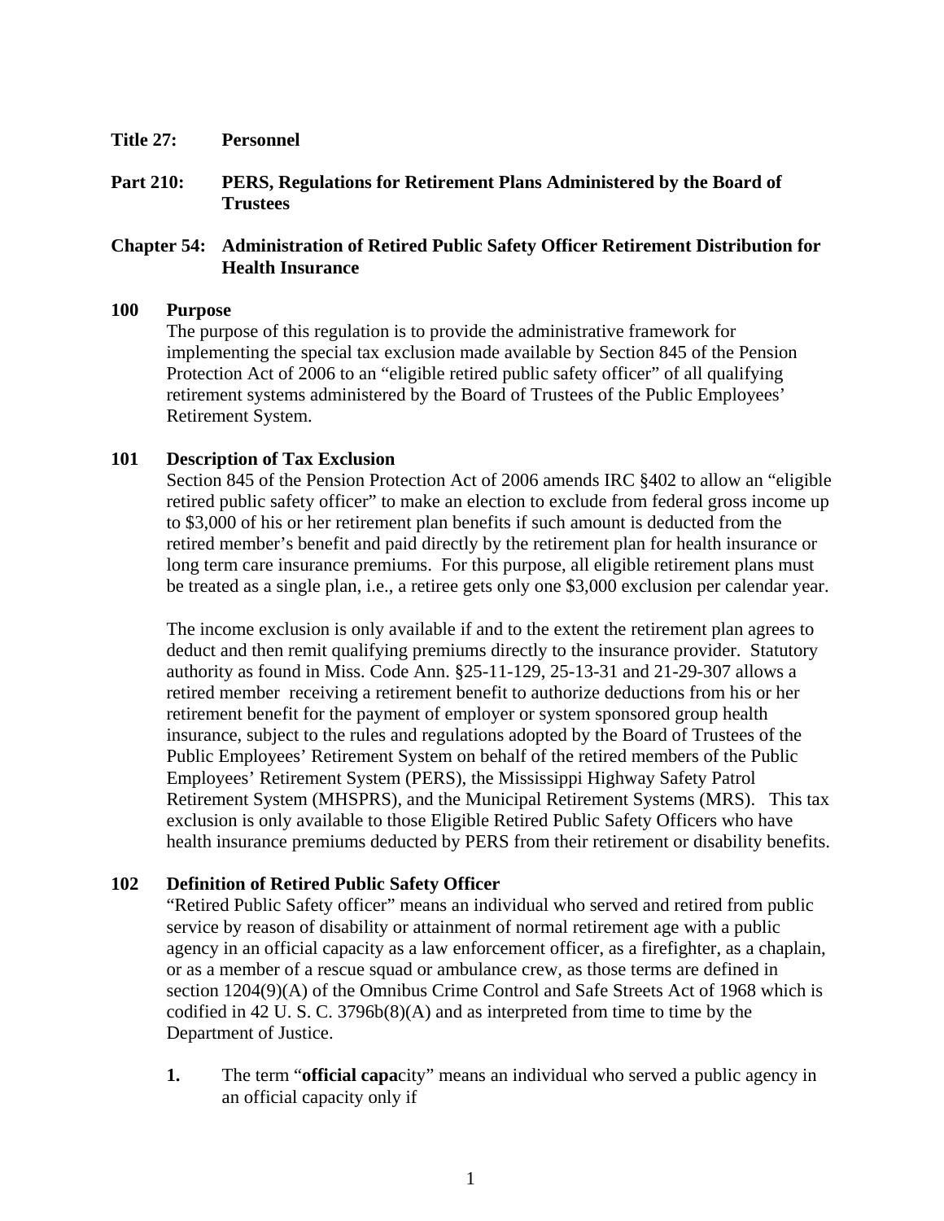**Title 27: Personnel**

**Part 210: PERS, Regulations for Retirement Plans Administered by the Board of Trustees**

**Chapter 54: Administration of Retired Public Safety Officer Retirement Distribution for Health Insurance**

**100 Purpose**

The purpose of this regulation is to provide the administrative framework for implementing the special tax exclusion made available by Section 845 of the Pension Protection Act of 2006 to an "eligible retired public safety officer" of all qualifying retirement systems administered by the Board of Trustees of the Public Employees' Retirement System.

**101 Description of Tax Exclusion**

Section 845 of the Pension Protection Act of 2006 amends IRC §402 to allow an "eligible retired public safety officer" to make an election to exclude from federal gross income up to $3,000 of his or her retirement plan benefits if such amount is deducted from the retired member's benefit and paid directly by the retirement plan for health insurance or long term care insurance premiums. For this purpose, all eligible retirement plans must be treated as a single plan, i.e., a retiree gets only one $3,000 exclusion per calendar year.

The income exclusion is only available if and to the extent the retirement plan agrees to deduct and then remit qualifying premiums directly to the insurance provider. Statutory authority as found in Miss. Code Ann. §25-11-129, 25-13-31 and 21-29-307 allows a retired member receiving a retirement benefit to authorize deductions from his or her retirement benefit for the payment of employer or system sponsored group health insurance, subject to the rules and regulations adopted by the Board of Trustees of the Public Employees' Retirement System on behalf of the retired members of the Public Employees' Retirement System (PERS), the Mississippi Highway Safety Patrol Retirement System (MHSPRS), and the Municipal Retirement Systems (MRS). This tax exclusion is only available to those Eligible Retired Public Safety Officers who have health insurance premiums deducted by PERS from their retirement or disability benefits.

**102 Definition of Retired Public Safety Officer**

"Retired Public Safety officer" means an individual who served and retired from public service by reason of disability or attainment of normal retirement age with a public agency in an official capacity as a law enforcement officer, as a firefighter, as a chaplain, or as a member of a rescue squad or ambulance crew, as those terms are defined in section 1204(9)(A) of the Omnibus Crime Control and Safe Streets Act of 1968 which is codified in 42 U. S. C. 3796b(8)(A) and as interpreted from time to time by the Department of Justice.

1. The term "**official capa**city" means an individual who served a public agency in an official capacity only if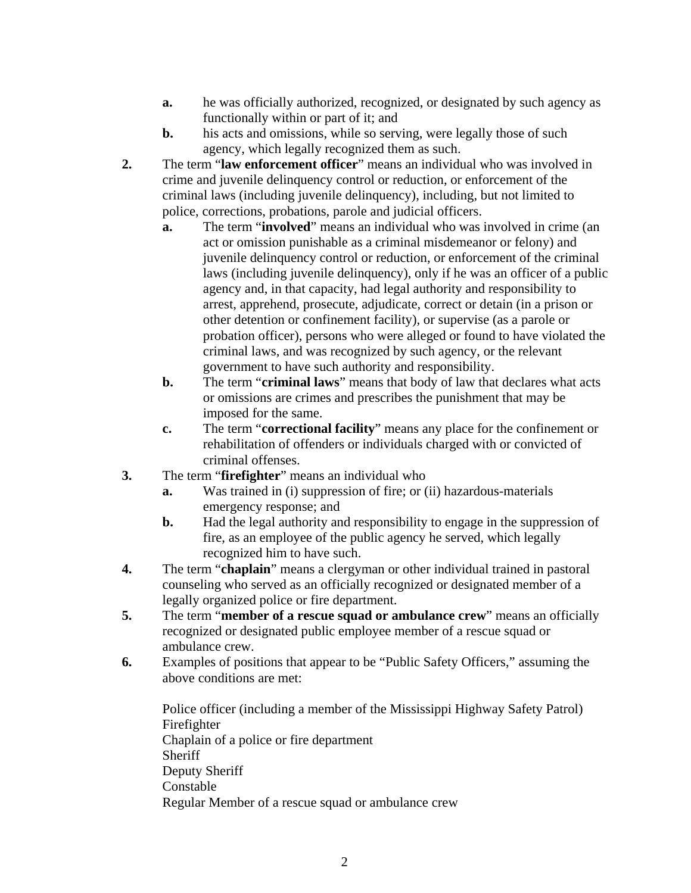a. he was officially authorized, recognized, or designated by such agency as functionally within or part of it; and
b. his acts and omissions, while so serving, were legally those of such agency, which legally recognized them as such.

2. The term "**law enforcement officer**" means an individual who was involved in crime and juvenile delinquency control or reduction, or enforcement of the criminal laws (including juvenile delinquency), including, but not limited to police, corrections, probations, parole and judicial officers.
   a. The term "**involved**" means an individual who was involved in crime (an act or omission punishable as a criminal misdemeanor or felony) and juvenile delinquency control or reduction, or enforcement of the criminal laws (including juvenile delinquency), only if he was an officer of a public agency and, in that capacity, had legal authority and responsibility to arrest, apprehend, prosecute, adjudicate, correct or detain (in a prison or other detention or confinement facility), or supervise (as a parole or probation officer), persons who were alleged or found to have violated the criminal laws, and was recognized by such agency, or the relevant government to have such authority and responsibility.
   b. The term "**criminal laws**" means that body of law that declares what acts or omissions are crimes and prescribes the punishment that may be imposed for the same.
   c. The term "**correctional facility**" means any place for the confinement or rehabilitation of offenders or individuals charged with or convicted of criminal offenses.

3. The term "**firefighter**" means an individual who
   a. Was trained in (i) suppression of fire; or (ii) hazardous-materials emergency response; and
   b. Had the legal authority and responsibility to engage in the suppression of fire, as an employee of the public agency he served, which legally recognized him to have such.

4. The term "**chaplain**" means a clergyman or other individual trained in pastoral counseling who served as an officially recognized or designated member of a legally organized police or fire department.

5. The term "**member of a rescue squad or ambulance crew**" means an officially recognized or designated public employee member of a rescue squad or ambulance crew.

6. Examples of positions that appear to be "Public Safety Officers," assuming the above conditions are met:

   Police officer (including a member of the Mississippi Highway Safety Patrol)
   Firefighter
   Chaplain of a police or fire department
   Sheriff
   Deputy Sheriff
   Constable
   Regular Member of a rescue squad or ambulance crew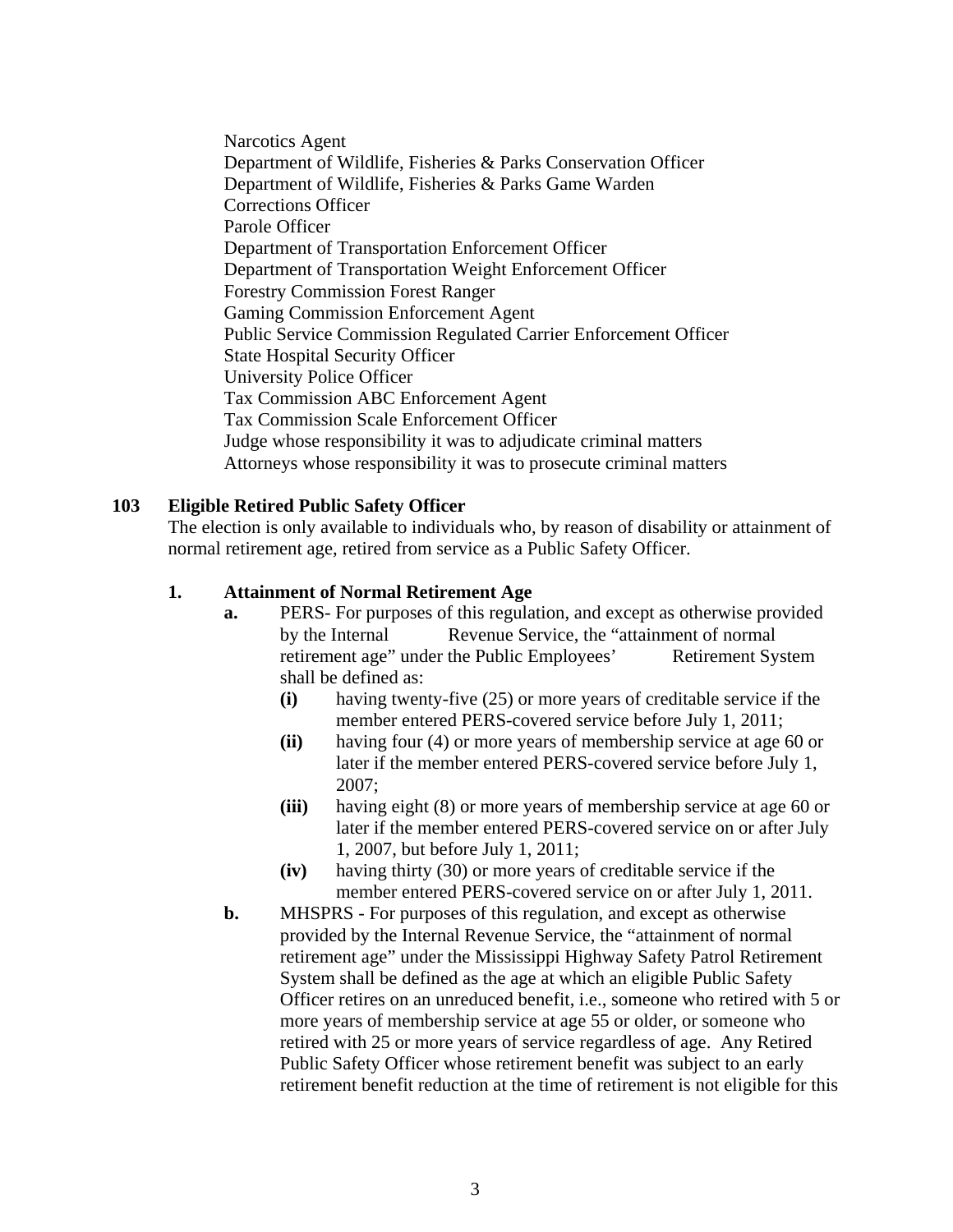Narcotics Agent
Department of Wildlife, Fisheries & Parks Conservation Officer
Department of Wildlife, Fisheries & Parks Game Warden
Corrections Officer
Parole Officer
Department of Transportation Enforcement Officer
Department of Transportation Weight Enforcement Officer
Forestry Commission Forest Ranger
Gaming Commission Enforcement Agent
Public Service Commission Regulated Carrier Enforcement Officer
State Hospital Security Officer
University Police Officer
Tax Commission ABC Enforcement Agent
Tax Commission Scale Enforcement Officer
Judge whose responsibility it was to adjudicate criminal matters
Attorneys whose responsibility it was to prosecute criminal matters

**103 Eligible Retired Public Safety Officer**

The election is only available to individuals who, by reason of disability or attainment of normal retirement age, retired from service as a Public Safety Officer.

**1. Attainment of Normal Retirement Age**

**a.** PERS- For purposes of this regulation, and except as otherwise provided by the Internal Revenue Service, the "attainment of normal retirement age" under the Public Employees' Retirement System shall be defined as:

**(i)** having twenty-five (25) or more years of creditable service if the member entered PERS-covered service before July 1, 2011;

**(ii)** having four (4) or more years of membership service at age 60 or later if the member entered PERS-covered service before July 1, 2007;

**(iii)** having eight (8) or more years of membership service at age 60 or later if the member entered PERS-covered service on or after July 1, 2007, but before July 1, 2011;

**(iv)** having thirty (30) or more years of creditable service if the member entered PERS-covered service on or after July 1, 2011.

**b.** MHSPRS - For purposes of this regulation, and except as otherwise provided by the Internal Revenue Service, the "attainment of normal retirement age" under the Mississippi Highway Safety Patrol Retirement System shall be defined as the age at which an eligible Public Safety Officer retires on an unreduced benefit, i.e., someone who retired with 5 or more years of membership service at age 55 or older, or someone who retired with 25 or more years of service regardless of age. Any Retired Public Safety Officer whose retirement benefit was subject to an early retirement benefit reduction at the time of retirement is not eligible for this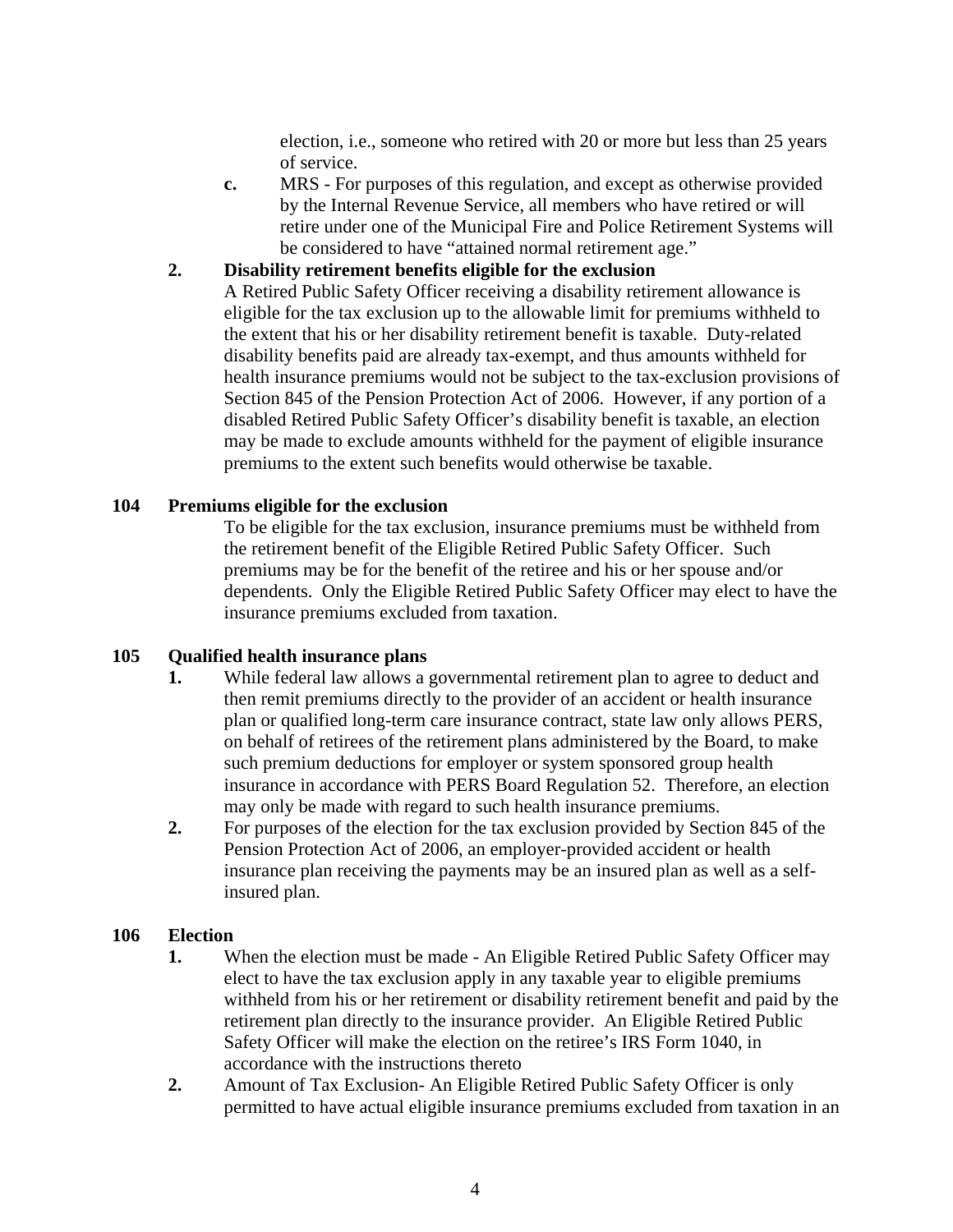election, i.e., someone who retired with 20 or more but less than 25 years of service.

**c.** MRS - For purposes of this regulation, and except as otherwise provided by the Internal Revenue Service, all members who have retired or will retire under one of the Municipal Fire and Police Retirement Systems will be considered to have "attained normal retirement age."

**2. Disability retirement benefits eligible for the exclusion**

A Retired Public Safety Officer receiving a disability retirement allowance is eligible for the tax exclusion up to the allowable limit for premiums withheld to the extent that his or her disability retirement benefit is taxable. Duty-related disability benefits paid are already tax-exempt, and thus amounts withheld for health insurance premiums would not be subject to the tax-exclusion provisions of Section 845 of the Pension Protection Act of 2006. However, if any portion of a disabled Retired Public Safety Officer's disability benefit is taxable, an election may be made to exclude amounts withheld for the payment of eligible insurance premiums to the extent such benefits would otherwise be taxable.

## 104 Premiums eligible for the exclusion

To be eligible for the tax exclusion, insurance premiums must be withheld from the retirement benefit of the Eligible Retired Public Safety Officer. Such premiums may be for the benefit of the retiree and his or her spouse and/or dependents. Only the Eligible Retired Public Safety Officer may elect to have the insurance premiums excluded from taxation.

## 105 Qualified health insurance plans

**1.** While federal law allows a governmental retirement plan to agree to deduct and then remit premiums directly to the provider of an accident or health insurance plan or qualified long-term care insurance contract, state law only allows PERS, on behalf of retirees of the retirement plans administered by the Board, to make such premium deductions for employer or system sponsored group health insurance in accordance with PERS Board Regulation 52. Therefore, an election may only be made with regard to such health insurance premiums.

**2.** For purposes of the election for the tax exclusion provided by Section 845 of the Pension Protection Act of 2006, an employer-provided accident or health insurance plan receiving the payments may be an insured plan as well as a self-insured plan.

## 106 Election

**1.** When the election must be made - An Eligible Retired Public Safety Officer may elect to have the tax exclusion apply in any taxable year to eligible premiums withheld from his or her retirement or disability retirement benefit and paid by the retirement plan directly to the insurance provider. An Eligible Retired Public Safety Officer will make the election on the retiree's IRS Form 1040, in accordance with the instructions thereto

**2.** Amount of Tax Exclusion- An Eligible Retired Public Safety Officer is only permitted to have actual eligible insurance premiums excluded from taxation in an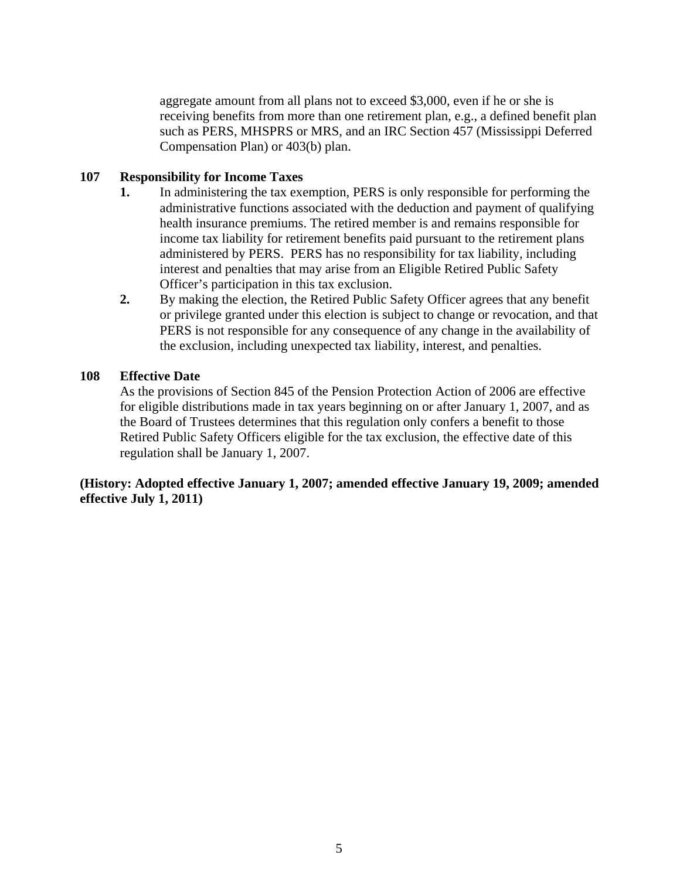aggregate amount from all plans not to exceed $3,000, even if he or she is receiving benefits from more than one retirement plan, e.g., a defined benefit plan such as PERS, MHSPRS or MRS, and an IRC Section 457 (Mississippi Deferred Compensation Plan) or 403(b) plan.

**107 Responsibility for Income Taxes**

1. In administering the tax exemption, PERS is only responsible for performing the administrative functions associated with the deduction and payment of qualifying health insurance premiums. The retired member is and remains responsible for income tax liability for retirement benefits paid pursuant to the retirement plans administered by PERS. PERS has no responsibility for tax liability, including interest and penalties that may arise from an Eligible Retired Public Safety Officer's participation in this tax exclusion.
2. By making the election, the Retired Public Safety Officer agrees that any benefit or privilege granted under this election is subject to change or revocation, and that PERS is not responsible for any consequence of any change in the availability of the exclusion, including unexpected tax liability, interest, and penalties.

**108 Effective Date**

As the provisions of Section 845 of the Pension Protection Action of 2006 are effective for eligible distributions made in tax years beginning on or after January 1, 2007, and as the Board of Trustees determines that this regulation only confers a benefit to those Retired Public Safety Officers eligible for the tax exclusion, the effective date of this regulation shall be January 1, 2007.

**(History: Adopted effective January 1, 2007; amended effective January 19, 2009; amended effective July 1, 2011)**